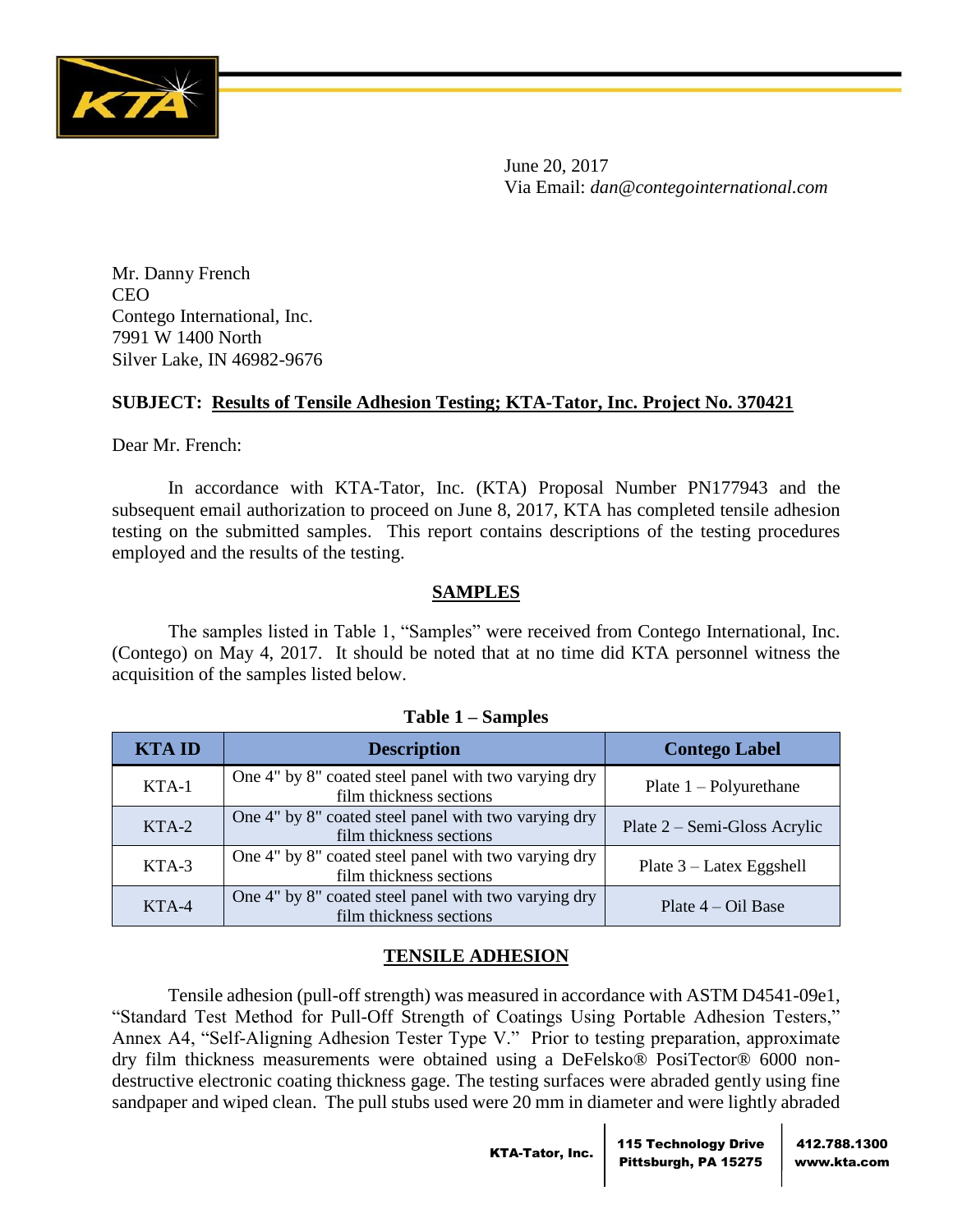June 20, 2017
Via Email: *dan@contegointernational.com*

Mr. Danny French
CEO
Contego International, Inc.
7991 W 1400 North
Silver Lake, IN 46982-9676

**SUBJECT: Results of Tensile Adhesion Testing; KTA-Tator, Inc. Project No. 370421**

Dear Mr. French:

In accordance with KTA-Tator, Inc. (KTA) Proposal Number PN177943 and the subsequent email authorization to proceed on June 8, 2017, KTA has completed tensile adhesion testing on the submitted samples. This report contains descriptions of the testing procedures employed and the results of the testing.

## SAMPLES

The samples listed in Table 1, "Samples" were received from Contego International, Inc. (Contego) on May 4, 2017. It should be noted that at no time did KTA personnel witness the acquisition of the samples listed below.

**Table 1 – Samples**

| KTA ID | Description | Contego Label |
|---|---|---|
| KTA-1 | One 4" by 8" coated steel panel with two varying dry film thickness sections | Plate 1 – Polyurethane |
| KTA-2 | One 4" by 8" coated steel panel with two varying dry film thickness sections | Plate 2 – Semi-Gloss Acrylic |
| KTA-3 | One 4" by 8" coated steel panel with two varying dry film thickness sections | Plate 3 – Latex Eggshell |
| KTA-4 | One 4" by 8" coated steel panel with two varying dry film thickness sections | Plate 4 – Oil Base |

## TENSILE ADHESION

Tensile adhesion (pull-off strength) was measured in accordance with ASTM D4541-09e1, "Standard Test Method for Pull-Off Strength of Coatings Using Portable Adhesion Testers," Annex A4, "Self-Aligning Adhesion Tester Type V." Prior to testing preparation, approximate dry film thickness measurements were obtained using a DeFelsko® PosiTector® 6000 non-destructive electronic coating thickness gage. The testing surfaces were abraded gently using fine sandpaper and wiped clean. The pull stubs used were 20 mm in diameter and were lightly abraded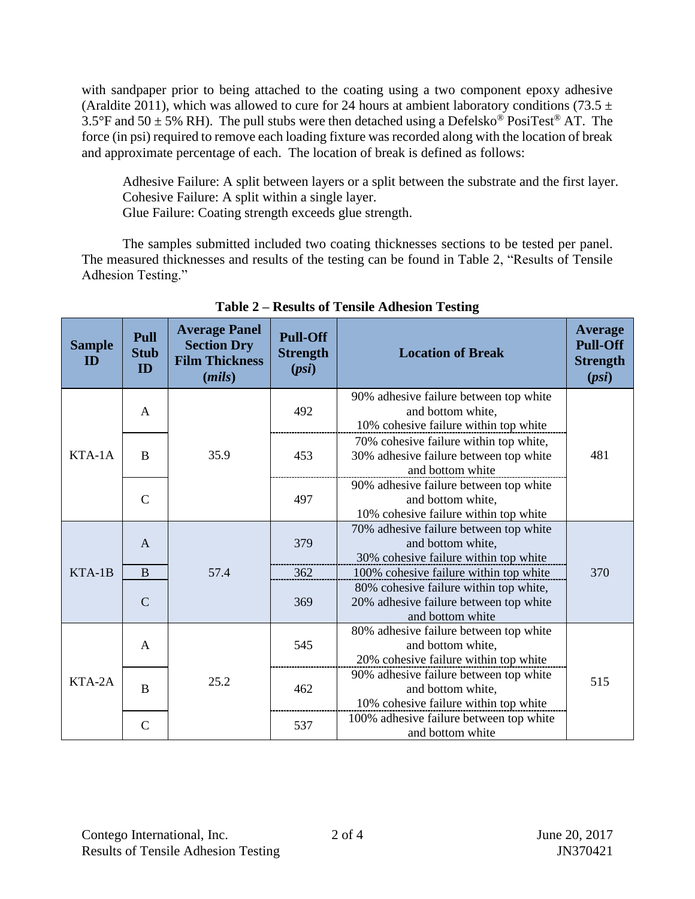with sandpaper prior to being attached to the coating using a two component epoxy adhesive (Araldite 2011), which was allowed to cure for 24 hours at ambient laboratory conditions (73.5 ± 3.5°F and 50 ± 5% RH). The pull stubs were then detached using a Defelsko® PosiTest® AT. The force (in psi) required to remove each loading fixture was recorded along with the location of break and approximate percentage of each. The location of break is defined as follows:

> Adhesive Failure: A split between layers or a split between the substrate and the first layer.
> Cohesive Failure: A split within a single layer.
> Glue Failure: Coating strength exceeds glue strength.

The samples submitted included two coating thicknesses sections to be tested per panel. The measured thicknesses and results of the testing can be found in Table 2, "Results of Tensile Adhesion Testing."

**Table 2 – Results of Tensile Adhesion Testing**

| Sample ID | Pull Stub ID | Average Panel Section Dry Film Thickness (*mils*) | Pull-Off Strength (*psi*) | Location of Break | Average Pull-Off Strength (*psi*) |
|---|---|---|---|---|---|
| KTA-1A | A | 35.9 | 492 | 90% adhesive failure between top white and bottom white, 10% cohesive failure within top white | 481 |
| | B | | 453 | 70% cohesive failure within top white, 30% adhesive failure between top white and bottom white | |
| | C | | 497 | 90% adhesive failure between top white and bottom white, 10% cohesive failure within top white | |
| KTA-1B | A | 57.4 | 379 | 70% adhesive failure between top white and bottom white, 30% cohesive failure within top white | 370 |
| | B | | 362 | 100% cohesive failure within top white | |
| | C | | 369 | 80% cohesive failure within top white, 20% adhesive failure between top white and bottom white | |
| KTA-2A | A | 25.2 | 545 | 80% adhesive failure between top white and bottom white, 20% cohesive failure within top white | 515 |
| | B | | 462 | 90% adhesive failure between top white and bottom white, 10% cohesive failure within top white | |
| | C | | 537 | 100% adhesive failure between top white and bottom white | |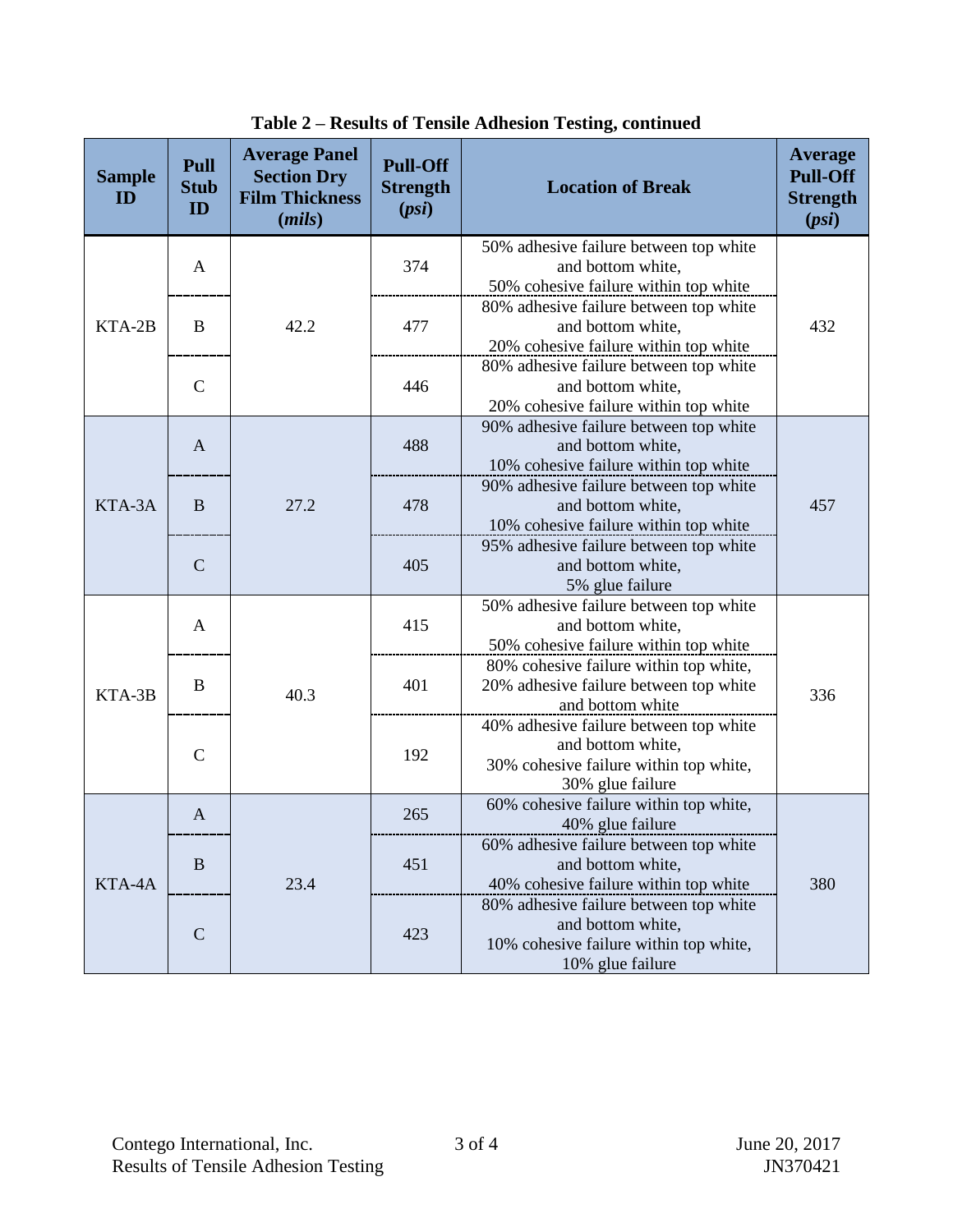**Table 2 – Results of Tensile Adhesion Testing, continued**

| Sample ID | Pull Stub ID | Average Panel Section Dry Film Thickness (*mils*) | Pull-Off Strength (*psi*) | Location of Break | Average Pull-Off Strength (*psi*) |
|---|---|---|---|---|---|
| KTA-2B | A | 42.2 | 374 | 50% adhesive failure between top white and bottom white, 50% cohesive failure within top white | 432 |
| | B | | 477 | 80% adhesive failure between top white and bottom white, 20% cohesive failure within top white | |
| | C | | 446 | 80% adhesive failure between top white and bottom white, 20% cohesive failure within top white | |
| KTA-3A | A | 27.2 | 488 | 90% adhesive failure between top white and bottom white, 10% cohesive failure within top white | 457 |
| | B | | 478 | 90% adhesive failure between top white and bottom white, 10% cohesive failure within top white | |
| | C | | 405 | 95% adhesive failure between top white and bottom white, 5% glue failure | |
| KTA-3B | A | 40.3 | 415 | 50% adhesive failure between top white and bottom white, 50% cohesive failure within top white | 336 |
| | B | | 401 | 80% cohesive failure within top white, 20% adhesive failure between top white and bottom white | |
| | C | | 192 | 40% adhesive failure between top white and bottom white, 30% cohesive failure within top white, 30% glue failure | |
| KTA-4A | A | 23.4 | 265 | 60% cohesive failure within top white, 40% glue failure | 380 |
| | B | | 451 | 60% adhesive failure between top white and bottom white, 40% cohesive failure within top white | |
| | C | | 423 | 80% adhesive failure between top white and bottom white, 10% cohesive failure within top white, 10% glue failure | |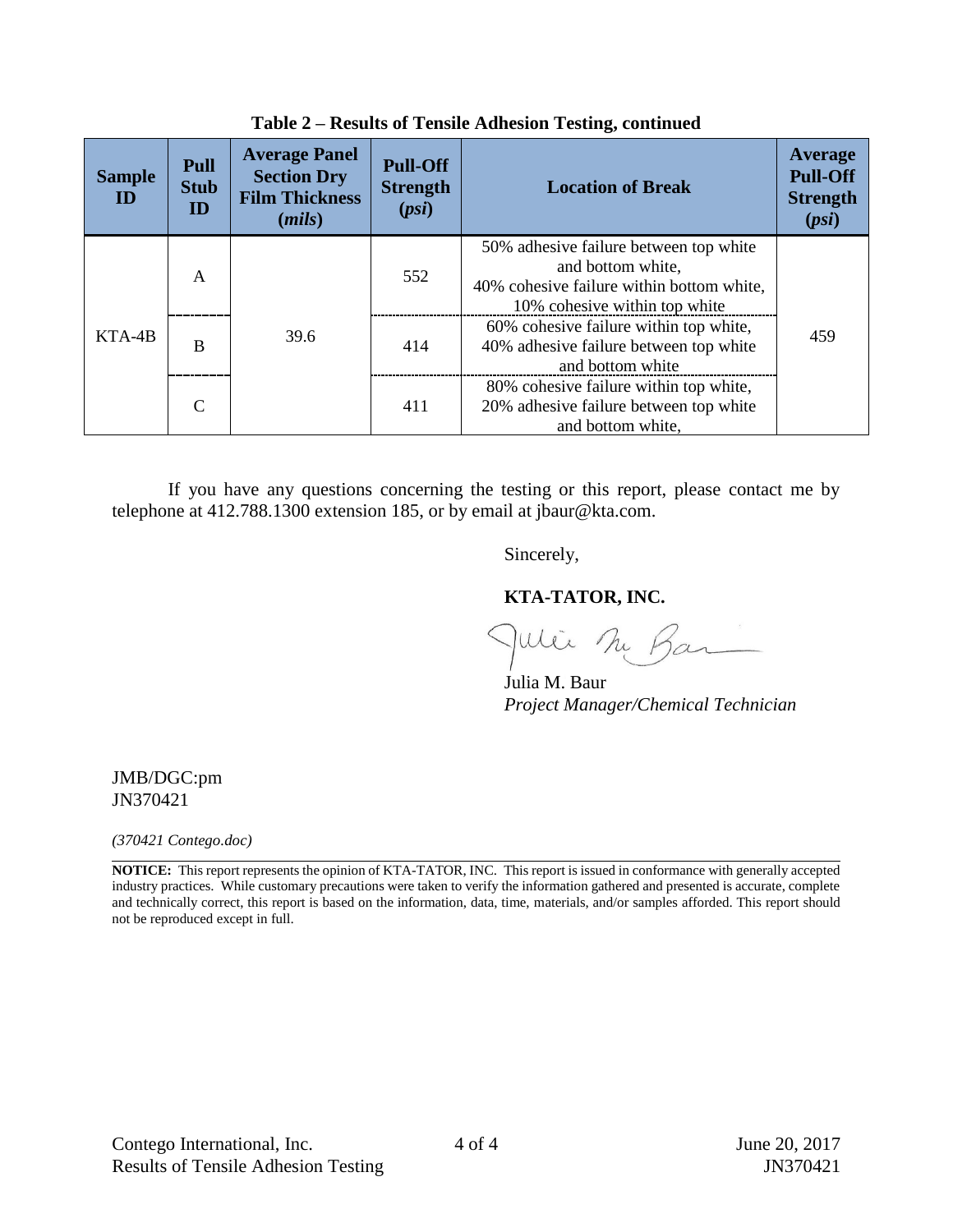**Table 2 – Results of Tensile Adhesion Testing, continued**

| Sample ID | Pull Stub ID | Average Panel Section Dry Film Thickness (*mils*) | Pull-Off Strength (*psi*) | Location of Break | Average Pull-Off Strength (*psi*) |
|---|---|---|---|---|---|
| KTA-4B | A | 39.6 | 552 | 50% adhesive failure between top white and bottom white, 40% cohesive failure within bottom white, 10% cohesive within top white | 459 |
| | B | | 414 | 60% cohesive failure within top white, 40% adhesive failure between top white and bottom white | |
| | C | | 411 | 80% cohesive failure within top white, 20% adhesive failure between top white and bottom white, | |

If you have any questions concerning the testing or this report, please contact me by telephone at 412.788.1300 extension 185, or by email at jbaur@kta.com.

Sincerely,

**KTA-TATOR, INC.**

Julia M. Baur
*Project Manager/Chemical Technician*

JMB/DGC:pm
JN370421

*(370421 Contego.doc)*

**NOTICE:** This report represents the opinion of KTA-TATOR, INC. This report is issued in conformance with generally accepted industry practices. While customary precautions were taken to verify the information gathered and presented is accurate, complete and technically correct, this report is based on the information, data, time, materials, and/or samples afforded. This report should not be reproduced except in full.